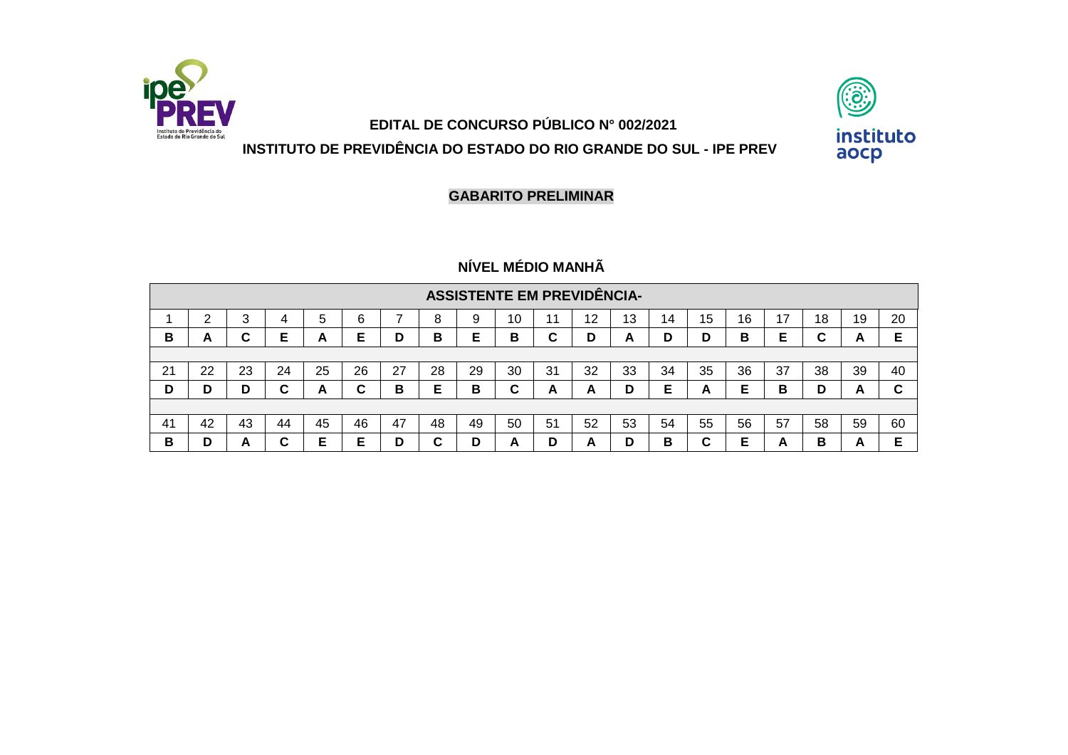## EDITAL DE CONCURSO PÚBLICO N° 002/2021

## INSTITUTO DE PREVIDÊNCIA DO ESTADO DO RIO GRANDE DO SUL - IPE PREV

### GABARITO PRELIMINAR

### NÍVEL MÉDIO MANHÃ

| ASSISTENTE EM PREVIDÊNCIA- | | | | | | | | | | | | | | | | | | | |
|---|---|---|---|---|---|---|---|---|---|---|---|---|---|---|---|---|---|---|---|
| 1 | 2 | 3 | 4 | 5 | 6 | 7 | 8 | 9 | 10 | 11 | 12 | 13 | 14 | 15 | 16 | 17 | 18 | 19 | 20 |
| **B** | **A** | **C** | **E** | **A** | **E** | **D** | **B** | **E** | **B** | **C** | **D** | **A** | **D** | **D** | **B** | **E** | **C** | **A** | **E** |
| 21 | 22 | 23 | 24 | 25 | 26 | 27 | 28 | 29 | 30 | 31 | 32 | 33 | 34 | 35 | 36 | 37 | 38 | 39 | 40 |
| **D** | **D** | **D** | **C** | **A** | **C** | **B** | **E** | **B** | **C** | **A** | **A** | **D** | **E** | **A** | **E** | **B** | **D** | **A** | **C** |
| 41 | 42 | 43 | 44 | 45 | 46 | 47 | 48 | 49 | 50 | 51 | 52 | 53 | 54 | 55 | 56 | 57 | 58 | 59 | 60 |
| **B** | **D** | **A** | **C** | **E** | **E** | **D** | **C** | **D** | **A** | **D** | **A** | **D** | **B** | **C** | **E** | **A** | **B** | **A** | **E** |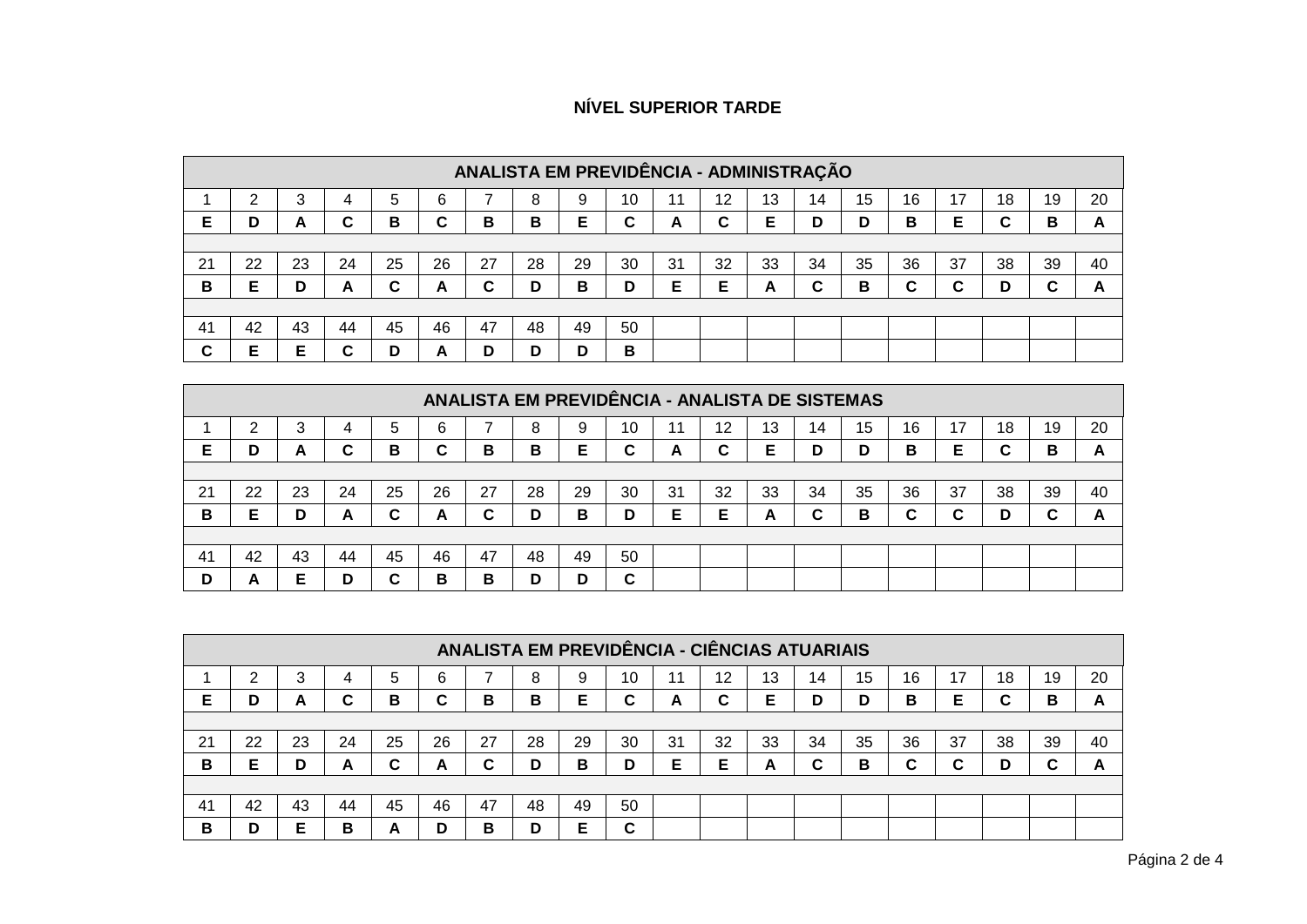**NÍVEL SUPERIOR TARDE**

| ANALISTA EM PREVIDÊNCIA - ADMINISTRAÇÃO | | | | | | | | | | | | | | | | | | | |
|---|---|---|---|---|---|---|---|---|---|---|---|---|---|---|---|---|---|---|---|
| 1 | 2 | 3 | 4 | 5 | 6 | 7 | 8 | 9 | 10 | 11 | 12 | 13 | 14 | 15 | 16 | 17 | 18 | 19 | 20 |
| **E** | **D** | **A** | **C** | **B** | **C** | **B** | **B** | **E** | **C** | **A** | **C** | **E** | **D** | **D** | **B** | **E** | **C** | **B** | **A** |
| 21 | 22 | 23 | 24 | 25 | 26 | 27 | 28 | 29 | 30 | 31 | 32 | 33 | 34 | 35 | 36 | 37 | 38 | 39 | 40 |
| **B** | **E** | **D** | **A** | **C** | **A** | **C** | **D** | **B** | **D** | **E** | **E** | **A** | **C** | **B** | **C** | **C** | **D** | **C** | **A** |
| 41 | 42 | 43 | 44 | 45 | 46 | 47 | 48 | 49 | 50 | | | | | | | | | | |
| **C** | **E** | **E** | **C** | **D** | **A** | **D** | **D** | **D** | **B** | | | | | | | | | | |

| ANALISTA EM PREVIDÊNCIA - ANALISTA DE SISTEMAS | | | | | | | | | | | | | | | | | | | |
|---|---|---|---|---|---|---|---|---|---|---|---|---|---|---|---|---|---|---|---|
| 1 | 2 | 3 | 4 | 5 | 6 | 7 | 8 | 9 | 10 | 11 | 12 | 13 | 14 | 15 | 16 | 17 | 18 | 19 | 20 |
| **E** | **D** | **A** | **C** | **B** | **C** | **B** | **B** | **E** | **C** | **A** | **C** | **E** | **D** | **D** | **B** | **E** | **C** | **B** | **A** |
| 21 | 22 | 23 | 24 | 25 | 26 | 27 | 28 | 29 | 30 | 31 | 32 | 33 | 34 | 35 | 36 | 37 | 38 | 39 | 40 |
| **B** | **E** | **D** | **A** | **C** | **A** | **C** | **D** | **B** | **D** | **E** | **E** | **A** | **C** | **B** | **C** | **C** | **D** | **C** | **A** |
| 41 | 42 | 43 | 44 | 45 | 46 | 47 | 48 | 49 | 50 | | | | | | | | | | |
| **D** | **A** | **E** | **D** | **C** | **B** | **B** | **D** | **D** | **C** | | | | | | | | | | |

| ANALISTA EM PREVIDÊNCIA - CIÊNCIAS ATUARIAIS | | | | | | | | | | | | | | | | | | | |
|---|---|---|---|---|---|---|---|---|---|---|---|---|---|---|---|---|---|---|---|
| 1 | 2 | 3 | 4 | 5 | 6 | 7 | 8 | 9 | 10 | 11 | 12 | 13 | 14 | 15 | 16 | 17 | 18 | 19 | 20 |
| **E** | **D** | **A** | **C** | **B** | **C** | **B** | **B** | **E** | **C** | **A** | **C** | **E** | **D** | **D** | **B** | **E** | **C** | **B** | **A** |
| 21 | 22 | 23 | 24 | 25 | 26 | 27 | 28 | 29 | 30 | 31 | 32 | 33 | 34 | 35 | 36 | 37 | 38 | 39 | 40 |
| **B** | **E** | **D** | **A** | **C** | **A** | **C** | **D** | **B** | **D** | **E** | **E** | **A** | **C** | **B** | **C** | **C** | **D** | **C** | **A** |
| 41 | 42 | 43 | 44 | 45 | 46 | 47 | 48 | 49 | 50 | | | | | | | | | | |
| **B** | **D** | **E** | **B** | **A** | **D** | **B** | **D** | **E** | **C** | | | | | | | | | | |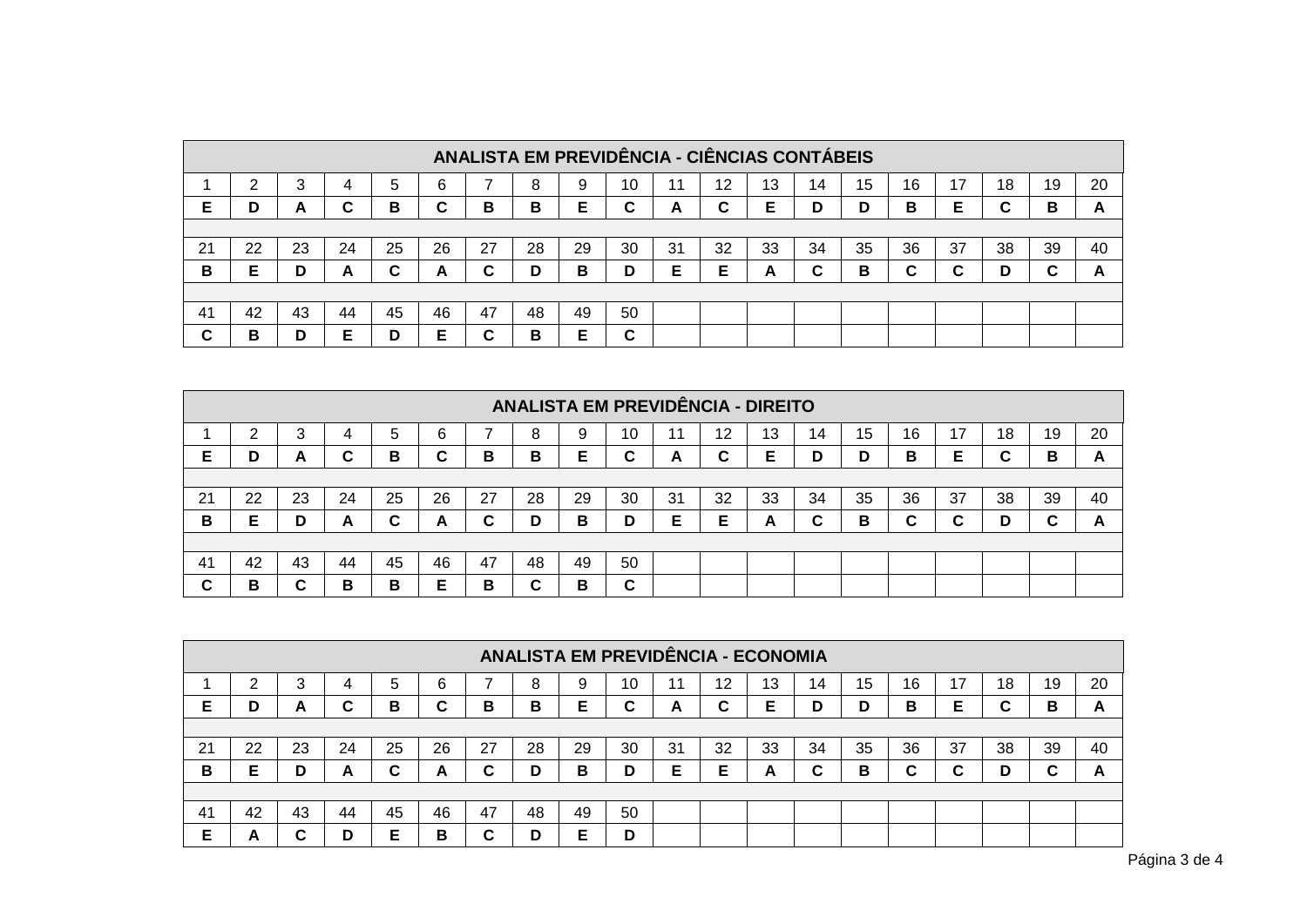| ANALISTA EM PREVIDÊNCIA - CIÊNCIAS CONTÁBEIS | | | | | | | | | | | | | | | | | | | |
|---|---|---|---|---|---|---|---|---|---|---|---|---|---|---|---|---|---|---|---|
| 1 | 2 | 3 | 4 | 5 | 6 | 7 | 8 | 9 | 10 | 11 | 12 | 13 | 14 | 15 | 16 | 17 | 18 | 19 | 20 |
| **E** | **D** | **A** | **C** | **B** | **C** | **B** | **B** | **E** | **C** | **A** | **C** | **E** | **D** | **D** | **B** | **E** | **C** | **B** | **A** |
| 21 | 22 | 23 | 24 | 25 | 26 | 27 | 28 | 29 | 30 | 31 | 32 | 33 | 34 | 35 | 36 | 37 | 38 | 39 | 40 |
| **B** | **E** | **D** | **A** | **C** | **A** | **C** | **D** | **B** | **D** | **E** | **E** | **A** | **C** | **B** | **C** | **C** | **D** | **C** | **A** |
| 41 | 42 | 43 | 44 | 45 | 46 | 47 | 48 | 49 | 50 | | | | | | | | | | |
| **C** | **B** | **D** | **E** | **D** | **E** | **C** | **B** | **E** | **C** | | | | | | | | | | |

| ANALISTA EM PREVIDÊNCIA - DIREITO | | | | | | | | | | | | | | | | | | | |
|---|---|---|---|---|---|---|---|---|---|---|---|---|---|---|---|---|---|---|---|
| 1 | 2 | 3 | 4 | 5 | 6 | 7 | 8 | 9 | 10 | 11 | 12 | 13 | 14 | 15 | 16 | 17 | 18 | 19 | 20 |
| **E** | **D** | **A** | **C** | **B** | **C** | **B** | **B** | **E** | **C** | **A** | **C** | **E** | **D** | **D** | **B** | **E** | **C** | **B** | **A** |
| 21 | 22 | 23 | 24 | 25 | 26 | 27 | 28 | 29 | 30 | 31 | 32 | 33 | 34 | 35 | 36 | 37 | 38 | 39 | 40 |
| **B** | **E** | **D** | **A** | **C** | **A** | **C** | **D** | **B** | **D** | **E** | **E** | **A** | **C** | **B** | **C** | **C** | **D** | **C** | **A** |
| 41 | 42 | 43 | 44 | 45 | 46 | 47 | 48 | 49 | 50 | | | | | | | | | | |
| **C** | **B** | **C** | **B** | **B** | **E** | **B** | **C** | **B** | **C** | | | | | | | | | | |

| ANALISTA EM PREVIDÊNCIA - ECONOMIA | | | | | | | | | | | | | | | | | | | |
|---|---|---|---|---|---|---|---|---|---|---|---|---|---|---|---|---|---|---|---|
| 1 | 2 | 3 | 4 | 5 | 6 | 7 | 8 | 9 | 10 | 11 | 12 | 13 | 14 | 15 | 16 | 17 | 18 | 19 | 20 |
| **E** | **D** | **A** | **C** | **B** | **C** | **B** | **B** | **E** | **C** | **A** | **C** | **E** | **D** | **D** | **B** | **E** | **C** | **B** | **A** |
| 21 | 22 | 23 | 24 | 25 | 26 | 27 | 28 | 29 | 30 | 31 | 32 | 33 | 34 | 35 | 36 | 37 | 38 | 39 | 40 |
| **B** | **E** | **D** | **A** | **C** | **A** | **C** | **D** | **B** | **D** | **E** | **E** | **A** | **C** | **B** | **C** | **C** | **D** | **C** | **A** |
| 41 | 42 | 43 | 44 | 45 | 46 | 47 | 48 | 49 | 50 | | | | | | | | | | |
| **E** | **A** | **C** | **D** | **E** | **B** | **C** | **D** | **E** | **D** | | | | | | | | | | |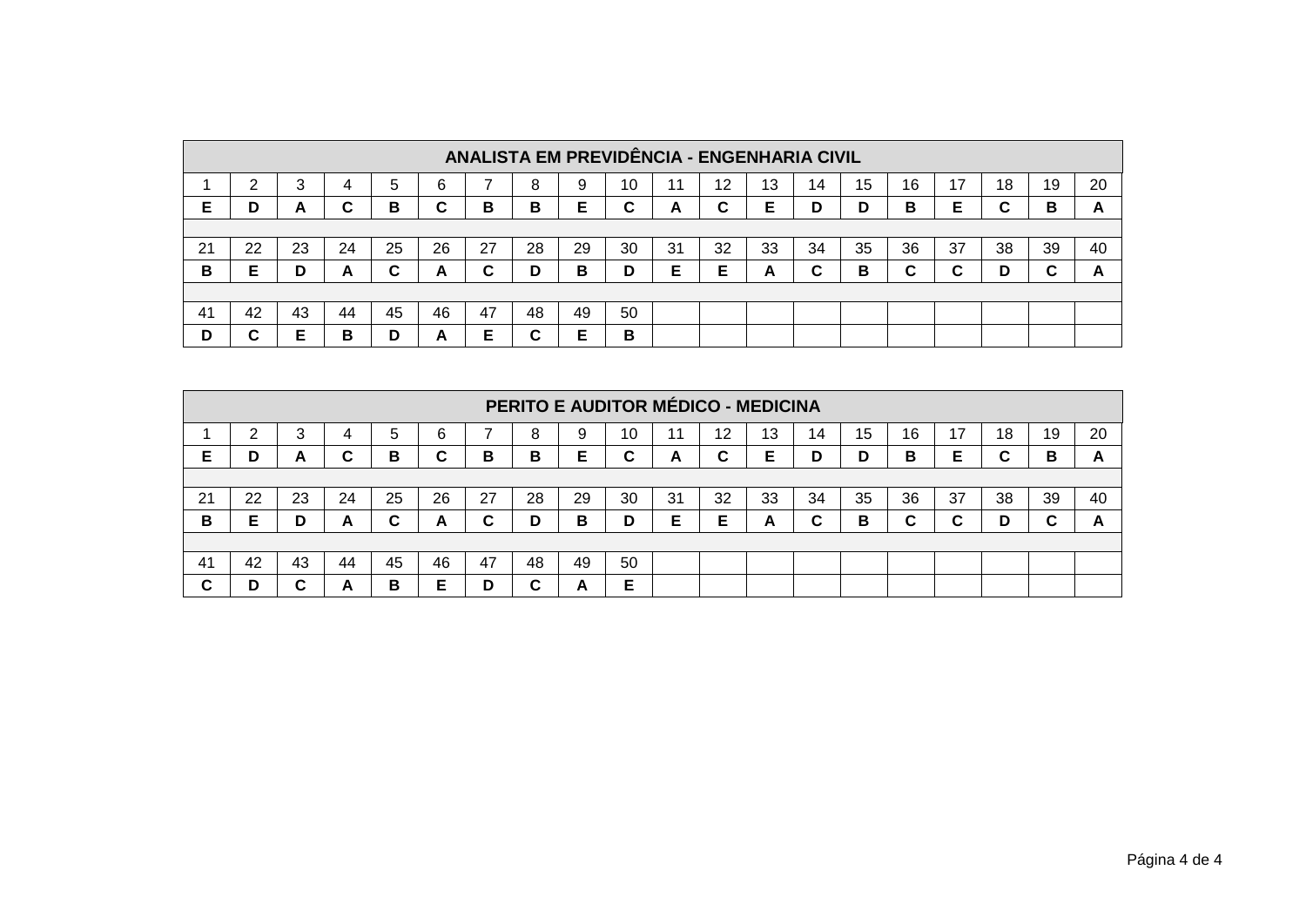## ANALISTA EM PREVIDÊNCIA - ENGENHARIA CIVIL

| 1 | 2 | 3 | 4 | 5 | 6 | 7 | 8 | 9 | 10 | 11 | 12 | 13 | 14 | 15 | 16 | 17 | 18 | 19 | 20 |
|---|---|---|---|---|---|---|---|---|---|---|---|---|---|---|---|---|---|---|---|
| **E** | **D** | **A** | **C** | **B** | **C** | **B** | **B** | **E** | **C** | **A** | **C** | **E** | **D** | **D** | **B** | **E** | **C** | **B** | **A** |
| 21 | 22 | 23 | 24 | 25 | 26 | 27 | 28 | 29 | 30 | 31 | 32 | 33 | 34 | 35 | 36 | 37 | 38 | 39 | 40 |
| **B** | **E** | **D** | **A** | **C** | **A** | **C** | **D** | **B** | **D** | **E** | **E** | **A** | **C** | **B** | **C** | **C** | **D** | **C** | **A** |
| 41 | 42 | 43 | 44 | 45 | 46 | 47 | 48 | 49 | 50 | | | | | | | | | | |
| **D** | **C** | **E** | **B** | **D** | **A** | **E** | **C** | **E** | **B** | | | | | | | | | | |

## PERITO E AUDITOR MÉDICO - MEDICINA

| 1 | 2 | 3 | 4 | 5 | 6 | 7 | 8 | 9 | 10 | 11 | 12 | 13 | 14 | 15 | 16 | 17 | 18 | 19 | 20 |
|---|---|---|---|---|---|---|---|---|---|---|---|---|---|---|---|---|---|---|---|
| **E** | **D** | **A** | **C** | **B** | **C** | **B** | **B** | **E** | **C** | **A** | **C** | **E** | **D** | **D** | **B** | **E** | **C** | **B** | **A** |
| 21 | 22 | 23 | 24 | 25 | 26 | 27 | 28 | 29 | 30 | 31 | 32 | 33 | 34 | 35 | 36 | 37 | 38 | 39 | 40 |
| **B** | **E** | **D** | **A** | **C** | **A** | **C** | **D** | **B** | **D** | **E** | **E** | **A** | **C** | **B** | **C** | **C** | **D** | **C** | **A** |
| 41 | 42 | 43 | 44 | 45 | 46 | 47 | 48 | 49 | 50 | | | | | | | | | | |
| **C** | **D** | **C** | **A** | **B** | **E** | **D** | **C** | **A** | **E** | | | | | | | | | | |